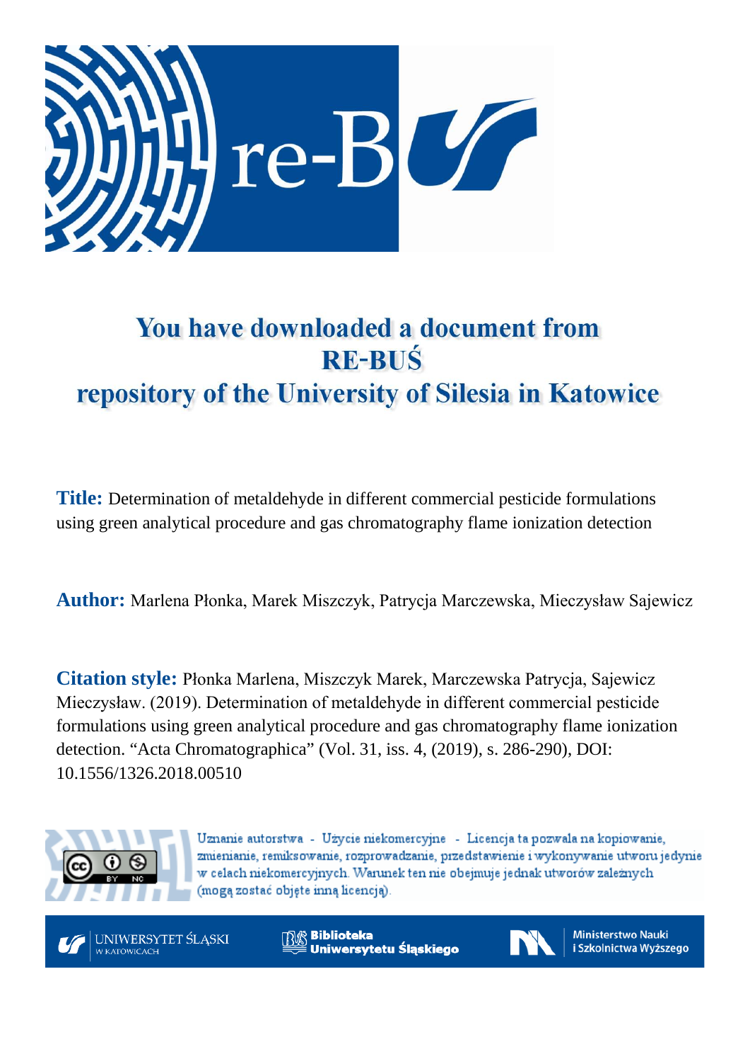# You have downloaded a document from RE-BUŚ repository of the University of Silesia in Katowice

**Title:** Determination of metaldehyde in different commercial pesticide formulations using green analytical procedure and gas chromatography flame ionization detection

**Author:** Marlena Płonka, Marek Miszczyk, Patrycja Marczewska, Mieczysław Sajewicz

**Citation style:** Płonka Marlena, Miszczyk Marek, Marczewska Patrycja, Sajewicz Mieczysław. (2019). Determination of metaldehyde in different commercial pesticide formulations using green analytical procedure and gas chromatography flame ionization detection. "Acta Chromatographica" (Vol. 31, iss. 4, (2019), s. 286-290), DOI: 10.1556/1326.2018.00510

Uznanie autorstwa - Użycie niekomercyjne - Licencja ta pozwala na kopiowanie, zmienianie, remiksowanie, rozprowadzanie, przedstawienie i wykonywanie utworu jedynie w celach niekomercyjnych. Warunek ten nie obejmuje jednak utworów zależnych (mogą zostać objęte inną licencją).

UNIWERSYTET ŚLĄSKI W KATOWICACH

Biblioteka Uniwersytetu Śląskiego

Ministerstwo Nauki i Szkolnictwa Wyższego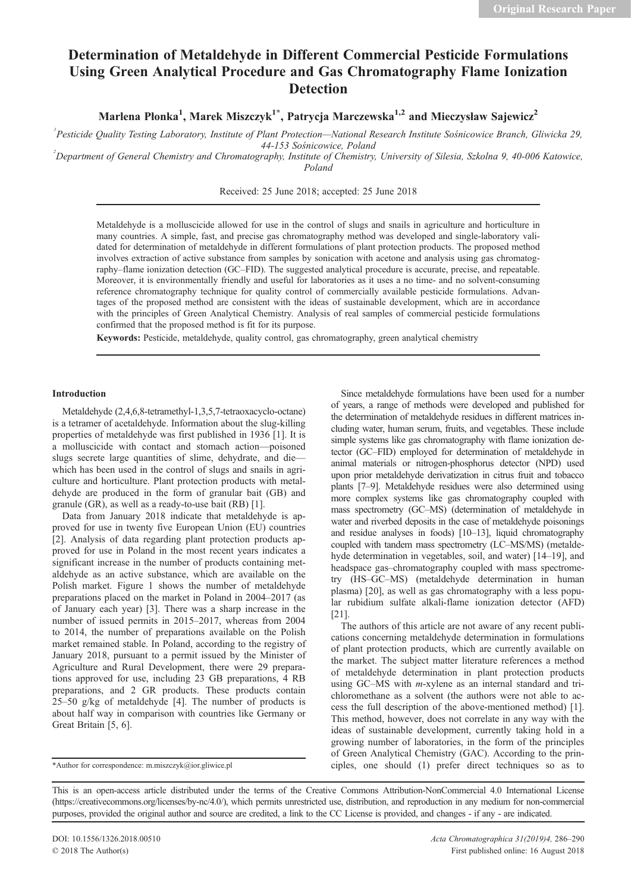# Determination of Metaldehyde in Different Commercial Pesticide Formulations Using Green Analytical Procedure and Gas Chromatography Flame Ionization Detection

**Marlena Płonka[1], Marek Miszczyk[1*], Patrycja Marczewska[1,2] and Mieczysław Sajewicz[2]**

[1]Pesticide Quality Testing Laboratory, Institute of Plant Protection—National Research Institute Sośnicowice Branch, Gliwicka 29, 44-153 Sośnicowice, Poland

[2]Department of General Chemistry and Chromatography, Institute of Chemistry, University of Silesia, Szkolna 9, 40-006 Katowice, Poland

Received: 25 June 2018; accepted: 25 June 2018

Metaldehyde is a molluscicide allowed for use in the control of slugs and snails in agriculture and horticulture in many countries. A simple, fast, and precise gas chromatography method was developed and single-laboratory validated for determination of metaldehyde in different formulations of plant protection products. The proposed method involves extraction of active substance from samples by sonication with acetone and analysis using gas chromatography–flame ionization detection (GC–FID). The suggested analytical procedure is accurate, precise, and repeatable. Moreover, it is environmentally friendly and useful for laboratories as it uses a no time- and no solvent-consuming reference chromatography technique for quality control of commercially available pesticide formulations. Advantages of the proposed method are consistent with the ideas of sustainable development, which are in accordance with the principles of Green Analytical Chemistry. Analysis of real samples of commercial pesticide formulations confirmed that the proposed method is fit for its purpose.

**Keywords:** Pesticide, metaldehyde, quality control, gas chromatography, green analytical chemistry

## Introduction

Metaldehyde (2,4,6,8-tetramethyl-1,3,5,7-tetraoxacyclo-octane) is a tetramer of acetaldehyde. Information about the slug-killing properties of metaldehyde was first published in 1936 [1]. It is a molluscicide with contact and stomach action—poisoned slugs secrete large quantities of slime, dehydrate, and die—which has been used in the control of slugs and snails in agriculture and horticulture. Plant protection products with metaldehyde are produced in the form of granular bait (GB) and granule (GR), as well as a ready-to-use bait (RB) [1].

Data from January 2018 indicate that metaldehyde is approved for use in twenty five European Union (EU) countries [2]. Analysis of data regarding plant protection products approved for use in Poland in the most recent years indicates a significant increase in the number of products containing metaldehyde as an active substance, which are available on the Polish market. Figure 1 shows the number of metaldehyde preparations placed on the market in Poland in 2004–2017 (as of January each year) [3]. There was a sharp increase in the number of issued permits in 2015–2017, whereas from 2004 to 2014, the number of preparations available on the Polish market remained stable. In Poland, according to the registry of January 2018, pursuant to a permit issued by the Minister of Agriculture and Rural Development, there were 29 preparations approved for use, including 23 GB preparations, 4 RB preparations, and 2 GR products. These products contain 25–50 g/kg of metaldehyde [4]. The number of products is about half way in comparison with countries like Germany or Great Britain [5, 6].

Since metaldehyde formulations have been used for a number of years, a range of methods were developed and published for the determination of metaldehyde residues in different matrices including water, human serum, fruits, and vegetables. These include simple systems like gas chromatography with flame ionization detector (GC–FID) employed for determination of metaldehyde in animal materials or nitrogen-phosphorus detector (NPD) used upon prior metaldehyde derivatization in citrus fruit and tobacco plants [7–9]. Metaldehyde residues were also determined using more complex systems like gas chromatography coupled with mass spectrometry (GC–MS) (determination of metaldehyde in water and riverbed deposits in the case of metaldehyde poisonings and residue analyses in foods) [10–13], liquid chromatography coupled with tandem mass spectrometry (LC–MS/MS) (metaldehyde determination in vegetables, soil, and water) [14–19], and headspace gas–chromatography coupled with mass spectrometry (HS–GC–MS) (metaldehyde determination in human plasma) [20], as well as gas chromatography with a less popular rubidium sulfate alkali-flame ionization detector (AFD) [21].

The authors of this article are not aware of any recent publications concerning metaldehyde determination in formulations of plant protection products, which are currently available on the market. The subject matter literature references a method of metaldehyde determination in plant protection products using GC–MS with *m*-xylene as an internal standard and trichloromethane as a solvent (the authors were not able to access the full description of the above-mentioned method) [1]. This method, however, does not correlate in any way with the ideas of sustainable development, currently taking hold in a growing number of laboratories, in the form of the principles of Green Analytical Chemistry (GAC). According to the principles, one should (1) prefer direct techniques so as to

*Author for correspondence: m.miszczyk@ior.gliwice.pl

This is an open-access article distributed under the terms of the Creative Commons Attribution-NonCommercial 4.0 International License (https://creativecommons.org/licenses/by-nc/4.0/), which permits unrestricted use, distribution, and reproduction in any medium for non-commercial purposes, provided the original author and source are credited, a link to the CC License is provided, and changes - if any - are indicated.

DOI: 10.1556/1326.2018.00510

© 2018 The Author(s)

First published online: 16 August 2018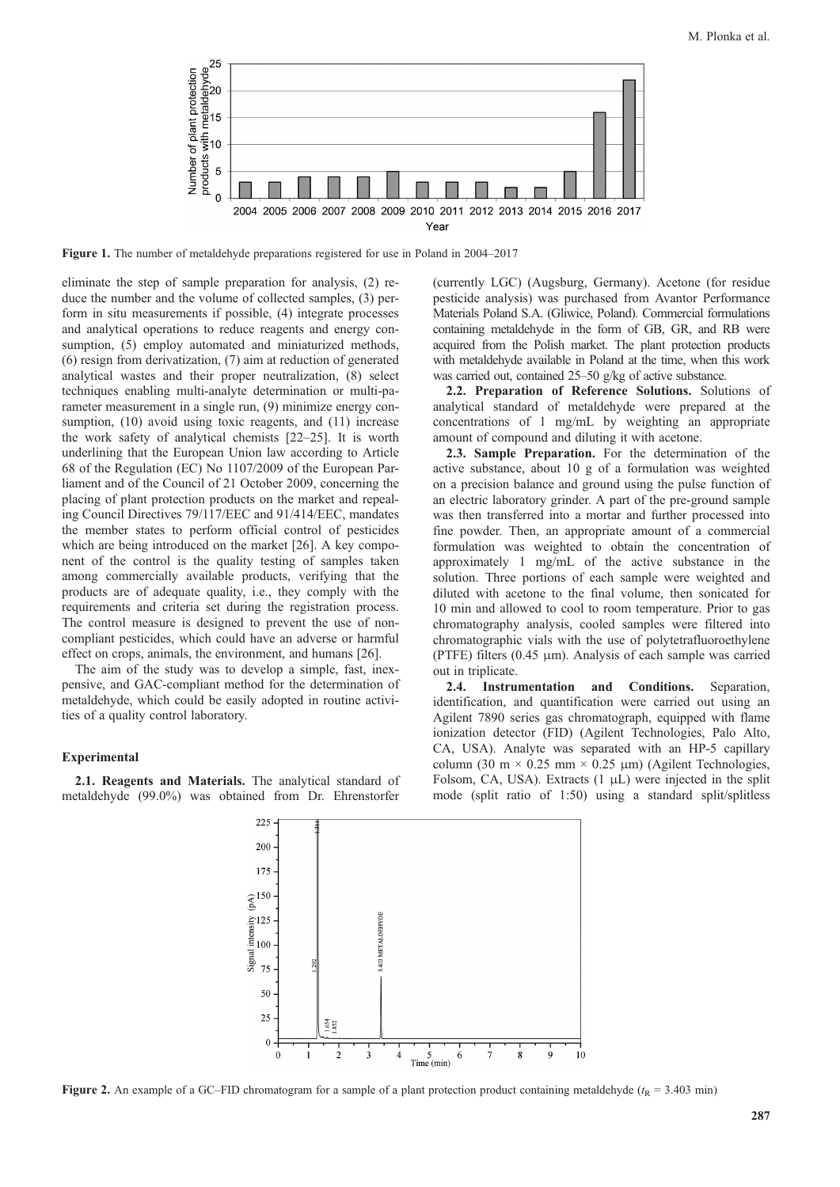Figure 1. The number of metaldehyde preparations registered for use in Poland in 2004–2017

eliminate the step of sample preparation for analysis, (2) reduce the number and the volume of collected samples, (3) perform in situ measurements if possible, (4) integrate processes and analytical operations to reduce reagents and energy consumption, (5) employ automated and miniaturized methods, (6) resign from derivatization, (7) aim at reduction of generated analytical wastes and their proper neutralization, (8) select techniques enabling multi-analyte determination or multi-parameter measurement in a single run, (9) minimize energy consumption, (10) avoid using toxic reagents, and (11) increase the work safety of analytical chemists [22–25]. It is worth underlining that the European Union law according to Article 68 of the Regulation (EC) No 1107/2009 of the European Parliament and of the Council of 21 October 2009, concerning the placing of plant protection products on the market and repealing Council Directives 79/117/EEC and 91/414/EEC, mandates the member states to perform official control of pesticides which are being introduced on the market [26]. A key component of the control is the quality testing of samples taken among commercially available products, verifying that the products are of adequate quality, i.e., they comply with the requirements and criteria set during the registration process. The control measure is designed to prevent the use of non-compliant pesticides, which could have an adverse or harmful effect on crops, animals, the environment, and humans [26].

The aim of the study was to develop a simple, fast, inexpensive, and GAC-compliant method for the determination of metaldehyde, which could be easily adopted in routine activities of a quality control laboratory.

## Experimental

**2.1. Reagents and Materials.** The analytical standard of metaldehyde (99.0%) was obtained from Dr. Ehrenstorfer (currently LGC) (Augsburg, Germany). Acetone (for residue pesticide analysis) was purchased from Avantor Performance Materials Poland S.A. (Gliwice, Poland). Commercial formulations containing metaldehyde in the form of GB, GR, and RB were acquired from the Polish market. The plant protection products with metaldehyde available in Poland at the time, when this work was carried out, contained 25–50 g/kg of active substance.

**2.2. Preparation of Reference Solutions.** Solutions of analytical standard of metaldehyde were prepared at the concentrations of 1 mg/mL by weighting an appropriate amount of compound and diluting it with acetone.

**2.3. Sample Preparation.** For the determination of the active substance, about 10 g of a formulation was weighted on a precision balance and ground using the pulse function of an electric laboratory grinder. A part of the pre-ground sample was then transferred into a mortar and further processed into fine powder. Then, an appropriate amount of a commercial formulation was weighted to obtain the concentration of approximately 1 mg/mL of the active substance in the solution. Three portions of each sample were weighted and diluted with acetone to the final volume, then sonicated for 10 min and allowed to cool to room temperature. Prior to gas chromatography analysis, cooled samples were filtered into chromatographic vials with the use of polytetrafluoroethylene (PTFE) filters (0.45 μm). Analysis of each sample was carried out in triplicate.

**2.4. Instrumentation and Conditions.** Separation, identification, and quantification were carried out using an Agilent 7890 series gas chromatograph, equipped with flame ionization detector (FID) (Agilent Technologies, Palo Alto, CA, USA). Analyte was separated with an HP-5 capillary column (30 m × 0.25 mm × 0.25 μm) (Agilent Technologies, Folsom, CA, USA). Extracts (1 μL) were injected in the split mode (split ratio of 1:50) using a standard split/splitless

Figure 2. An example of a GC–FID chromatogram for a sample of a plant protection product containing metaldehyde ($t_R$ = 3.403 min)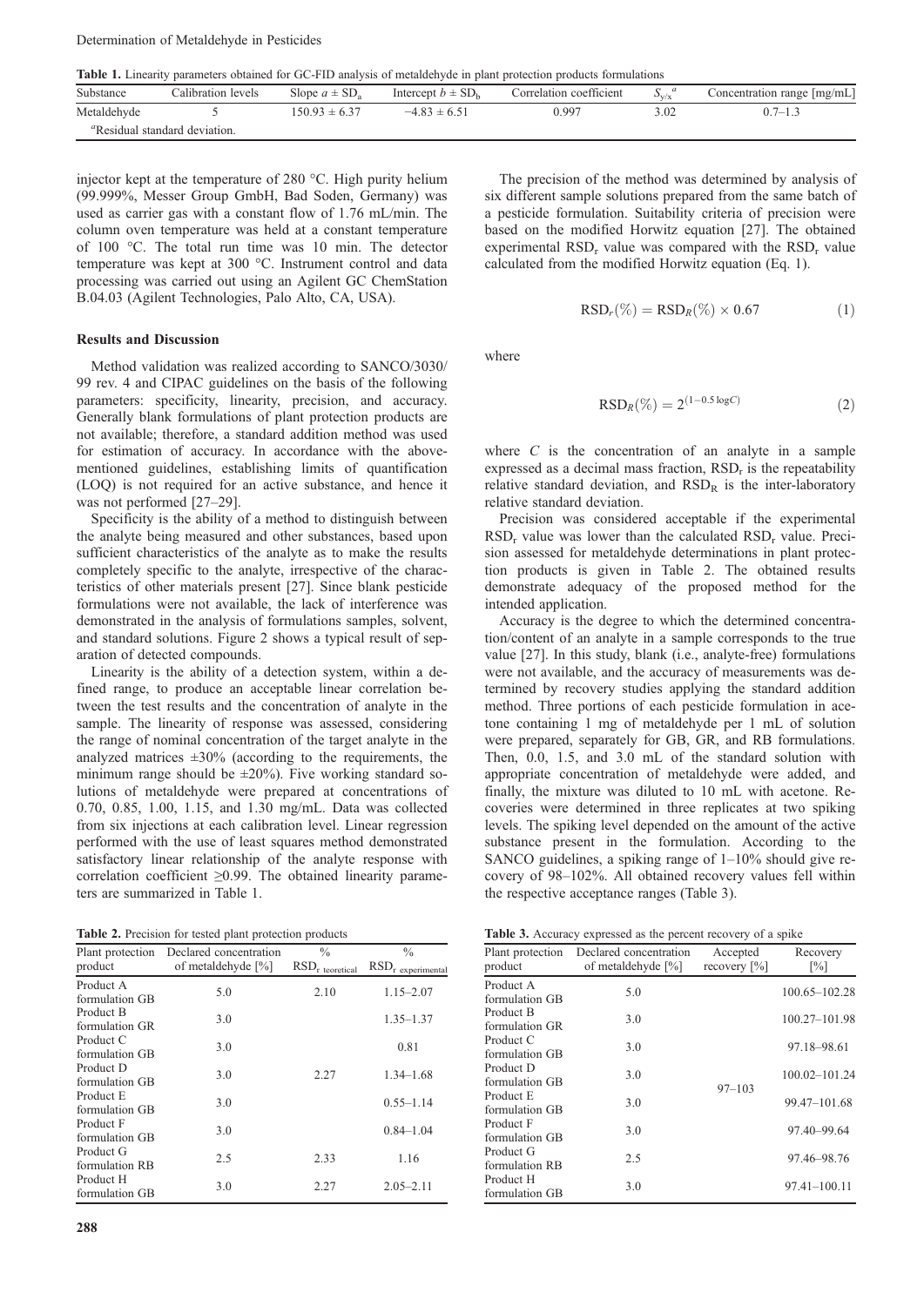**Table 1.** Linearity parameters obtained for GC-FID analysis of metaldehyde in plant protection products formulations

| Substance | Calibration levels | Slope $a \pm SD_a$ | Intercept $b \pm SD_b$ | Correlation coefficient | $S_{y/x}$[a] | Concentration range [mg/mL] |
|---|---|---|---|---|---|---|
| Metaldehyde | 5 | 150.93 ± 6.37 | −4.83 ± 6.51 | 0.997 | 3.02 | 0.7–1.3 |

[a]Residual standard deviation.

injector kept at the temperature of 280 °C. High purity helium (99.999%, Messer Group GmbH, Bad Soden, Germany) was used as carrier gas with a constant flow of 1.76 mL/min. The column oven temperature was held at a constant temperature of 100 °C. The total run time was 10 min. The detector temperature was kept at 300 °C. Instrument control and data processing was carried out using an Agilent GC ChemStation B.04.03 (Agilent Technologies, Palo Alto, CA, USA).

## Results and Discussion

Method validation was realized according to SANCO/3030/99 rev. 4 and CIPAC guidelines on the basis of the following parameters: specificity, linearity, precision, and accuracy. Generally blank formulations of plant protection products are not available; therefore, a standard addition method was used for estimation of accuracy. In accordance with the above-mentioned guidelines, establishing limits of quantification (LOQ) is not required for an active substance, and hence it was not performed [27–29].

Specificity is the ability of a method to distinguish between the analyte being measured and other substances, based upon sufficient characteristics of the analyte as to make the results completely specific to the analyte, irrespective of the characteristics of other materials present [27]. Since blank pesticide formulations were not available, the lack of interference was demonstrated in the analysis of formulations samples, solvent, and standard solutions. Figure 2 shows a typical result of separation of detected compounds.

Linearity is the ability of a detection system, within a defined range, to produce an acceptable linear correlation between the test results and the concentration of analyte in the sample. The linearity of response was assessed, considering the range of nominal concentration of the target analyte in the analyzed matrices ±30% (according to the requirements, the minimum range should be ±20%). Five working standard solutions of metaldehyde were prepared at concentrations of 0.70, 0.85, 1.00, 1.15, and 1.30 mg/mL. Data was collected from six injections at each calibration level. Linear regression performed with the use of least squares method demonstrated satisfactory linear relationship of the analyte response with correlation coefficient ≥0.99. The obtained linearity parameters are summarized in Table 1.

**Table 2.** Precision for tested plant protection products

| Plant protection product | Declared concentration of metaldehyde [%] | % $RSD_{r\ teoretical}$ | % $RSD_{r\ experimental}$ |
|---|---|---|---|
| Product A formulation GB | 5.0 | 2.10 | 1.15–2.07 |
| Product B formulation GR | 3.0 | | 1.35–1.37 |
| Product C formulation GB | 3.0 | | 0.81 |
| Product D formulation GB | 3.0 | 2.27 | 1.34–1.68 |
| Product E formulation GB | 3.0 | | 0.55–1.14 |
| Product F formulation GB | 3.0 | | 0.84–1.04 |
| Product G formulation RB | 2.5 | 2.33 | 1.16 |
| Product H formulation GB | 3.0 | 2.27 | 2.05–2.11 |

The precision of the method was determined by analysis of six different sample solutions prepared from the same batch of a pesticide formulation. Suitability criteria of precision were based on the modified Horwitz equation [27]. The obtained experimental $RSD_r$ value was compared with the $RSD_r$ value calculated from the modified Horwitz equation (Eq. 1).

$$RSD_r(\%) = RSD_R(\%) \times 0.67 \tag{1}$$

where

$$RSD_R(\%) = 2^{(1-0.5\log C)} \tag{2}$$

where $C$ is the concentration of an analyte in a sample expressed as a decimal mass fraction, $RSD_r$ is the repeatability relative standard deviation, and $RSD_R$ is the inter-laboratory relative standard deviation.

Precision was considered acceptable if the experimental $RSD_r$ value was lower than the calculated $RSD_r$ value. Precision assessed for metaldehyde determinations in plant protection products is given in Table 2. The obtained results demonstrate adequacy of the proposed method for the intended application.

Accuracy is the degree to which the determined concentration/content of an analyte in a sample corresponds to the true value [27]. In this study, blank (i.e., analyte-free) formulations were not available, and the accuracy of measurements was determined by recovery studies applying the standard addition method. Three portions of each pesticide formulation in acetone containing 1 mg of metaldehyde per 1 mL of solution were prepared, separately for GB, GR, and RB formulations. Then, 0.0, 1.5, and 3.0 mL of the standard solution with appropriate concentration of metaldehyde were added, and finally, the mixture was diluted to 10 mL with acetone. Recoveries were determined in three replicates at two spiking levels. The spiking level depended on the amount of the active substance present in the formulation. According to the SANCO guidelines, a spiking range of 1–10% should give recovery of 98–102%. All obtained recovery values fell within the respective acceptance ranges (Table 3).

**Table 3.** Accuracy expressed as the percent recovery of a spike

| Plant protection product | Declared concentration of metaldehyde [%] | Accepted recovery [%] | Recovery [%] |
|---|---|---|---|
| Product A formulation GB | 5.0 | | 100.65–102.28 |
| Product B formulation GR | 3.0 | | 100.27–101.98 |
| Product C formulation GB | 3.0 | | 97.18–98.61 |
| Product D formulation GB | 3.0 | | 100.02–101.24 |
| Product E formulation GB | 3.0 | 97–103 | 99.47–101.68 |
| Product F formulation GB | 3.0 | | 97.40–99.64 |
| Product G formulation RB | 2.5 | | 97.46–98.76 |
| Product H formulation GB | 3.0 | | 97.41–100.11 |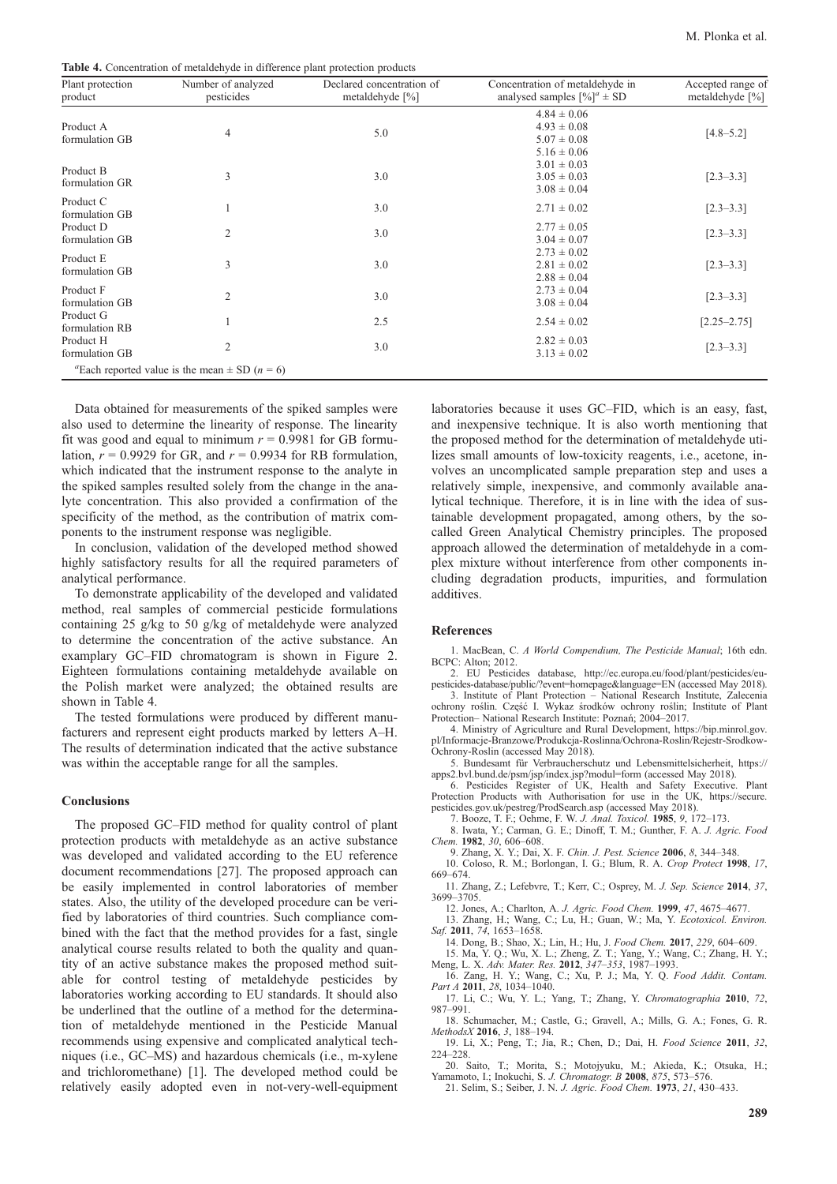**Table 4.** Concentration of metaldehyde in difference plant protection products

| Plant protection product | Number of analyzed pesticides | Declared concentration of metaldehyde [%] | Concentration of metaldehyde in analysed samples [%][a] ± SD | Accepted range of metaldehyde [%] |
|---|---|---|---|---|
| Product A formulation GB | 4 | 5.0 | 4.84 ± 0.06<br>4.93 ± 0.08<br>5.07 ± 0.08<br>5.16 ± 0.06 | [4.8–5.2] |
| Product B formulation GR | 3 | 3.0 | 3.01 ± 0.03<br>3.05 ± 0.03<br>3.08 ± 0.04 | [2.3–3.3] |
| Product C formulation GB | 1 | 3.0 | 2.71 ± 0.02 | [2.3–3.3] |
| Product D formulation GB | 2 | 3.0 | 2.77 ± 0.05<br>3.04 ± 0.07 | [2.3–3.3] |
| Product E formulation GB | 3 | 3.0 | 2.73 ± 0.02<br>2.81 ± 0.02<br>2.88 ± 0.04 | [2.3–3.3] |
| Product F formulation GB | 2 | 3.0 | 2.73 ± 0.04<br>3.08 ± 0.04 | [2.3–3.3] |
| Product G formulation RB | 1 | 2.5 | 2.54 ± 0.02 | [2.25–2.75] |
| Product H formulation GB | 2 | 3.0 | 2.82 ± 0.03<br>3.13 ± 0.02 | [2.3–3.3] |

[a]Each reported value is the mean ± SD ($n = 6$)

Data obtained for measurements of the spiked samples were also used to determine the linearity of response. The linearity fit was good and equal to minimum $r = 0.9981$ for GB formulation, $r = 0.9929$ for GR, and $r = 0.9934$ for RB formulation, which indicated that the instrument response to the analyte in the spiked samples resulted solely from the change in the analyte concentration. This also provided a confirmation of the specificity of the method, as the contribution of matrix components to the instrument response was negligible.

In conclusion, validation of the developed method showed highly satisfactory results for all the required parameters of analytical performance.

To demonstrate applicability of the developed and validated method, real samples of commercial pesticide formulations containing 25 g/kg to 50 g/kg of metaldehyde were analyzed to determine the concentration of the active substance. An examplary GC–FID chromatogram is shown in Figure 2. Eighteen formulations containing metaldehyde available on the Polish market were analyzed; the obtained results are shown in Table 4.

The tested formulations were produced by different manufacturers and represent eight products marked by letters A–H. The results of determination indicated that the active substance was within the acceptable range for all the samples.

## Conclusions

The proposed GC–FID method for quality control of plant protection products with metaldehyde as an active substance was developed and validated according to the EU reference document recommendations [27]. The proposed approach can be easily implemented in control laboratories of member states. Also, the utility of the developed procedure can be verified by laboratories of third countries. Such compliance combined with the fact that the method provides for a fast, single analytical course results related to both the quality and quantity of an active substance makes the proposed method suitable for control testing of metaldehyde pesticides by laboratories working according to EU standards. It should also be underlined that the outline of a method for the determination of metaldehyde mentioned in the Pesticide Manual recommends using expensive and complicated analytical techniques (i.e., GC–MS) and hazardous chemicals (i.e., m-xylene and trichloromethane) [1]. The developed method could be relatively easily adopted even in not-very-well-equipment laboratories because it uses GC–FID, which is an easy, fast, and inexpensive technique. It is also worth mentioning that the proposed method for the determination of metaldehyde utilizes small amounts of low-toxicity reagents, i.e., acetone, involves an uncomplicated sample preparation step and uses a relatively simple, inexpensive, and commonly available analytical technique. Therefore, it is in line with the idea of sustainable development propagated, among others, by the so-called Green Analytical Chemistry principles. The proposed approach allowed the determination of metaldehyde in a complex mixture without interference from other components including degradation products, impurities, and formulation additives.

## References

1. MacBean, C. *A World Compendium, The Pesticide Manual*; 16th edn. BCPC: Alton; 2012.
2. EU Pesticides database, http://ec.europa.eu/food/plant/pesticides/eu-pesticides-database/public/?event=homepage&language=EN (accessed May 2018).
3. Institute of Plant Protection – National Research Institute, Zalecenia ochrony roślin. Część I. Wykaz środków ochrony roślin; Institute of Plant Protection– National Research Institute: Poznań; 2004–2017.
4. Ministry of Agriculture and Rural Development, https://bip.minrol.gov.pl/Informacje-Branzowe/Produkcja-Roslinna/Ochrona-Roslin/Rejestr-Srodkow-Ochrony-Roslin (accessed May 2018).
5. Bundesamt für Verbraucherschutz und Lebensmittelsicherheit, https://apps2.bvl.bund.de/psm/jsp/index.jsp?modul=form (accessed May 2018).
6. Pesticides Register of UK, Health and Safety Executive. Plant Protection Products with Authorisation for use in the UK, https://secure.pesticides.gov.uk/pestreg/ProdSearch.asp (accessed May 2018).
7. Booze, T. F.; Oehme, F. W. *J. Anal. Toxicol.* **1985**, *9*, 172–173.
8. Iwata, Y.; Carman, G. E.; Dinoff, T. M.; Gunther, F. A. *J. Agric. Food Chem.* **1982**, *30*, 606–608.
9. Zhang, X. Y.; Dai, X. F. *Chin. J. Pest. Science* **2006**, *8*, 344–348.
10. Coloso, R. M.; Borlongan, I. G.; Blum, R. A. *Crop Protect* **1998**, *17*, 669–674.
11. Zhang, Z.; Lefebvre, T.; Kerr, C.; Osprey, M. *J. Sep. Science* **2014**, *37*, 3699–3705.
12. Jones, A.; Charlton, A. *J. Agric. Food Chem.* **1999**, *47*, 4675–4677.
13. Zhang, H.; Wang, C.; Lu, H.; Guan, W.; Ma, Y. *Ecotoxicol. Environ. Saf.* **2011**, *74*, 1653–1658.
14. Dong, B.; Shao, X.; Lin, H.; Hu, J. *Food Chem.* **2017**, *229*, 604–609.
15. Ma, Y. Q.; Wu, X. L.; Zheng, Z. T.; Yang, Y.; Wang, C.; Zhang, H. Y.; Meng, L. X. *Adv. Mater. Res.* **2012**, *347–353*, 1987–1993.
16. Zang, H. Y.; Wang, C.; Xu, P. J.; Ma, Y. Q. *Food Addit. Contam. Part A* **2011**, *28*, 1034–1040.
17. Li, C.; Wu, Y. L.; Yang, T.; Zhang, Y. *Chromatographia* **2010**, *72*, 987–991.
18. Schumacher, M.; Castle, G.; Gravell, A.; Mills, G. A.; Fones, G. R. *MethodsX* **2016**, *3*, 188–194.
19. Li, X.; Peng, T.; Jia, R.; Chen, D.; Dai, H. *Food Science* **2011**, *32*, 224–228.
20. Saito, T.; Morita, S.; Motojyuku, M.; Akieda, K.; Otsuka, H.; Yamamoto, I.; Inokuchi, S. *J. Chromatogr. B* **2008**, *875*, 573–576.
21. Selim, S.; Seiber, J. N. *J. Agric. Food Chem.* **1973**, *21*, 430–433.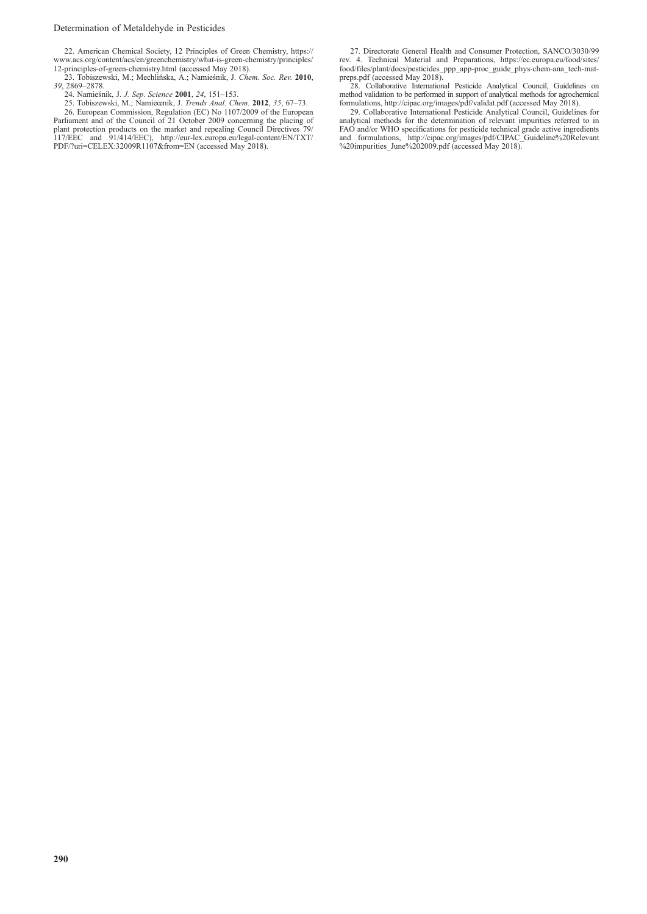22. American Chemical Society, 12 Principles of Green Chemistry, https://www.acs.org/content/acs/en/greenchemistry/what-is-green-chemistry/principles/12-principles-of-green-chemistry.html (accessed May 2018).

23. Tobiszewski, M.; Mechlińska, A.; Namieśnik, J. *Chem. Soc. Rev.* **2010**, *39*, 2869–2878.

24. Namieśnik, J. *J. Sep. Science* **2001**, *24*, 151–153.

25. Tobiszewski, M.; Namieœnik, J. *Trends Anal. Chem.* **2012**, *35*, 67–73.

26. European Commission, Regulation (EC) No 1107/2009 of the European Parliament and of the Council of 21 October 2009 concerning the placing of plant protection products on the market and repealing Council Directives 79/117/EEC and 91/414/EEC), http://eur-lex.europa.eu/legal-content/EN/TXT/PDF/?uri=CELEX:32009R1107&from=EN (accessed May 2018).

27. Directorate General Health and Consumer Protection, SANCO/3030/99 rev. 4. Technical Material and Preparations, https://ec.europa.eu/food/sites/food/files/plant/docs/pesticides_ppp_app-proc_guide_phys-chem-ana_tech-mat-preps.pdf (accessed May 2018).

28. Collaborative International Pesticide Analytical Council, Guidelines on method validation to be performed in support of analytical methods for agrochemical formulations, http://cipac.org/images/pdf/validat.pdf (accessed May 2018).

29. Collaborative International Pesticide Analytical Council, Guidelines for analytical methods for the determination of relevant impurities referred to in FAO and/or WHO specifications for pesticide technical grade active ingredients and formulations, http://cipac.org/images/pdf/CIPAC_Guideline%20Relevant%20impurities_June%202009.pdf (accessed May 2018).